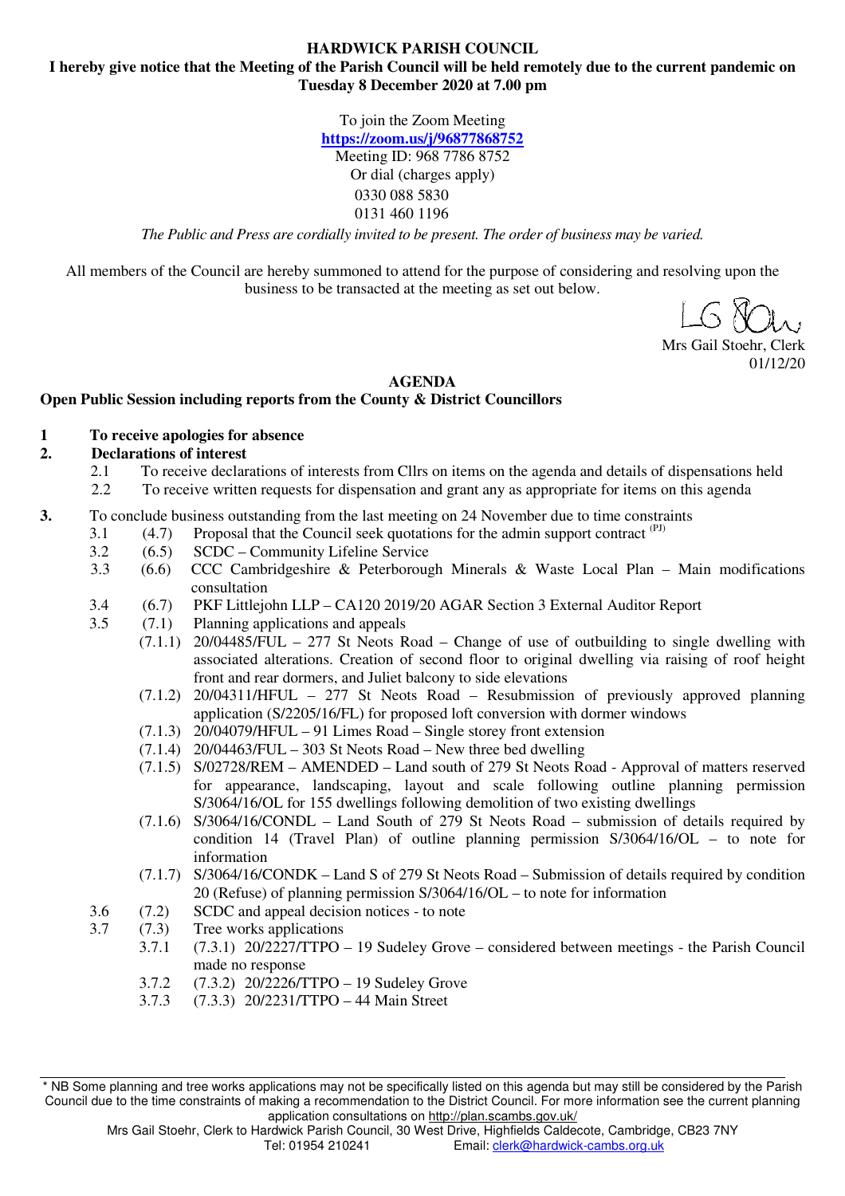**HARDWICK PARISH COUNCIL**

**I hereby give notice that the Meeting of the Parish Council will be held remotely due to the current pandemic on Tuesday 8 December 2020 at 7.00 pm**

To join the Zoom Meeting
https://zoom.us/j/96877868752
Meeting ID: 968 7786 8752
Or dial (charges apply)
0330 088 5830
0131 460 1196

*The Public and Press are cordially invited to be present. The order of business may be varied.*

All members of the Council are hereby summoned to attend for the purpose of considering and resolving upon the business to be transacted at the meeting as set out below.

Mrs Gail Stoehr, Clerk
01/12/20

**AGENDA**

**Open Public Session including reports from the County & District Councillors**

**1 To receive apologies for absence**

**2. Declarations of interest**

2.1 To receive declarations of interests from Cllrs on items on the agenda and details of dispensations held

2.2 To receive written requests for dispensation and grant any as appropriate for items on this agenda

**3.** To conclude business outstanding from the last meeting on 24 November due to time constraints

3.1 (4.7) Proposal that the Council seek quotations for the admin support contract (PJ)

3.2 (6.5) SCDC – Community Lifeline Service

3.3 (6.6) CCC Cambridgeshire & Peterborough Minerals & Waste Local Plan – Main modifications consultation

3.4 (6.7) PKF Littlejohn LLP – CA120 2019/20 AGAR Section 3 External Auditor Report

3.5 (7.1) Planning applications and appeals

(7.1.1) 20/04485/FUL – 277 St Neots Road – Change of use of outbuilding to single dwelling with associated alterations. Creation of second floor to original dwelling via raising of roof height front and rear dormers, and Juliet balcony to side elevations

(7.1.2) 20/04311/HFUL – 277 St Neots Road – Resubmission of previously approved planning application (S/2205/16/FL) for proposed loft conversion with dormer windows

(7.1.3) 20/04079/HFUL – 91 Limes Road – Single storey front extension

(7.1.4) 20/04463/FUL – 303 St Neots Road – New three bed dwelling

(7.1.5) S/02728/REM – AMENDED – Land south of 279 St Neots Road - Approval of matters reserved for appearance, landscaping, layout and scale following outline planning permission S/3064/16/OL for 155 dwellings following demolition of two existing dwellings

(7.1.6) S/3064/16/CONDL – Land South of 279 St Neots Road – submission of details required by condition 14 (Travel Plan) of outline planning permission S/3064/16/OL – to note for information

(7.1.7) S/3064/16/CONDK – Land S of 279 St Neots Road – Submission of details required by condition 20 (Refuse) of planning permission S/3064/16/OL – to note for information

3.6 (7.2) SCDC and appeal decision notices - to note

3.7 (7.3) Tree works applications

3.7.1 (7.3.1) 20/2227/TTPO – 19 Sudeley Grove – considered between meetings - the Parish Council made no response

3.7.2 (7.3.2) 20/2226/TTPO – 19 Sudeley Grove

3.7.3 (7.3.3) 20/2231/TTPO – 44 Main Street

---

\* NB Some planning and tree works applications may not be specifically listed on this agenda but may still be considered by the Parish Council due to the time constraints of making a recommendation to the District Council. For more information see the current planning application consultations on http://plan.scambs.gov.uk/

Mrs Gail Stoehr, Clerk to Hardwick Parish Council, 30 West Drive, Highfields Caldecote, Cambridge, CB23 7NY
Tel: 01954 210241 Email: clerk@hardwick-cambs.org.uk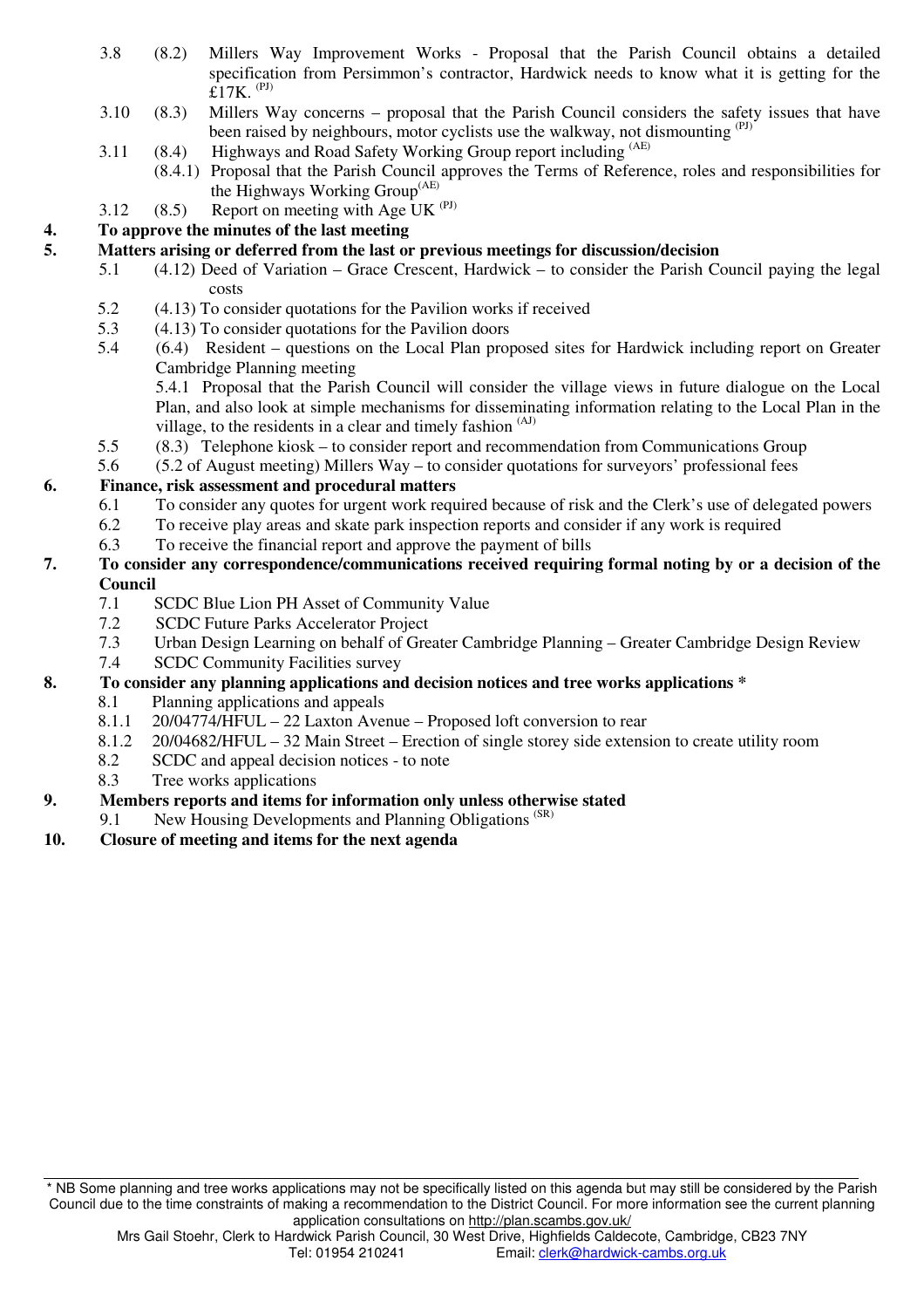3.8 (8.2) Millers Way Improvement Works - Proposal that the Parish Council obtains a detailed specification from Persimmon's contractor, Hardwick needs to know what it is getting for the £17K. (PJ)

3.10 (8.3) Millers Way concerns – proposal that the Parish Council considers the safety issues that have been raised by neighbours, motor cyclists use the walkway, not dismounting (PJ)

3.11 (8.4) Highways and Road Safety Working Group report including (AE)

(8.4.1) Proposal that the Parish Council approves the Terms of Reference, roles and responsibilities for the Highways Working Group(AE)

3.12 (8.5) Report on meeting with Age UK (PJ)

**4. To approve the minutes of the last meeting**

**5. Matters arising or deferred from the last or previous meetings for discussion/decision**

5.1 (4.12) Deed of Variation – Grace Crescent, Hardwick – to consider the Parish Council paying the legal costs

5.2 (4.13) To consider quotations for the Pavilion works if received

5.3 (4.13) To consider quotations for the Pavilion doors

5.4 (6.4) Resident – questions on the Local Plan proposed sites for Hardwick including report on Greater Cambridge Planning meeting

5.4.1 Proposal that the Parish Council will consider the village views in future dialogue on the Local Plan, and also look at simple mechanisms for disseminating information relating to the Local Plan in the village, to the residents in a clear and timely fashion (AJ)

5.5 (8.3) Telephone kiosk – to consider report and recommendation from Communications Group

5.6 (5.2 of August meeting) Millers Way – to consider quotations for surveyors' professional fees

**6. Finance, risk assessment and procedural matters**

6.1 To consider any quotes for urgent work required because of risk and the Clerk's use of delegated powers

6.2 To receive play areas and skate park inspection reports and consider if any work is required

6.3 To receive the financial report and approve the payment of bills

**7. To consider any correspondence/communications received requiring formal noting by or a decision of the Council**

7.1 SCDC Blue Lion PH Asset of Community Value

7.2 SCDC Future Parks Accelerator Project

7.3 Urban Design Learning on behalf of Greater Cambridge Planning – Greater Cambridge Design Review

7.4 SCDC Community Facilities survey

**8. To consider any planning applications and decision notices and tree works applications \***

8.1 Planning applications and appeals

8.1.1 20/04774/HFUL – 22 Laxton Avenue – Proposed loft conversion to rear

8.1.2 20/04682/HFUL – 32 Main Street – Erection of single storey side extension to create utility room

8.2 SCDC and appeal decision notices - to note

8.3 Tree works applications

**9. Members reports and items for information only unless otherwise stated**

9.1 New Housing Developments and Planning Obligations (SR)

**10. Closure of meeting and items for the next agenda**

---

\* NB Some planning and tree works applications may not be specifically listed on this agenda but may still be considered by the Parish Council due to the time constraints of making a recommendation to the District Council. For more information see the current planning application consultations on http://plan.scambs.gov.uk/

Mrs Gail Stoehr, Clerk to Hardwick Parish Council, 30 West Drive, Highfields Caldecote, Cambridge, CB23 7NY
Tel: 01954 210241 Email: clerk@hardwick-cambs.org.uk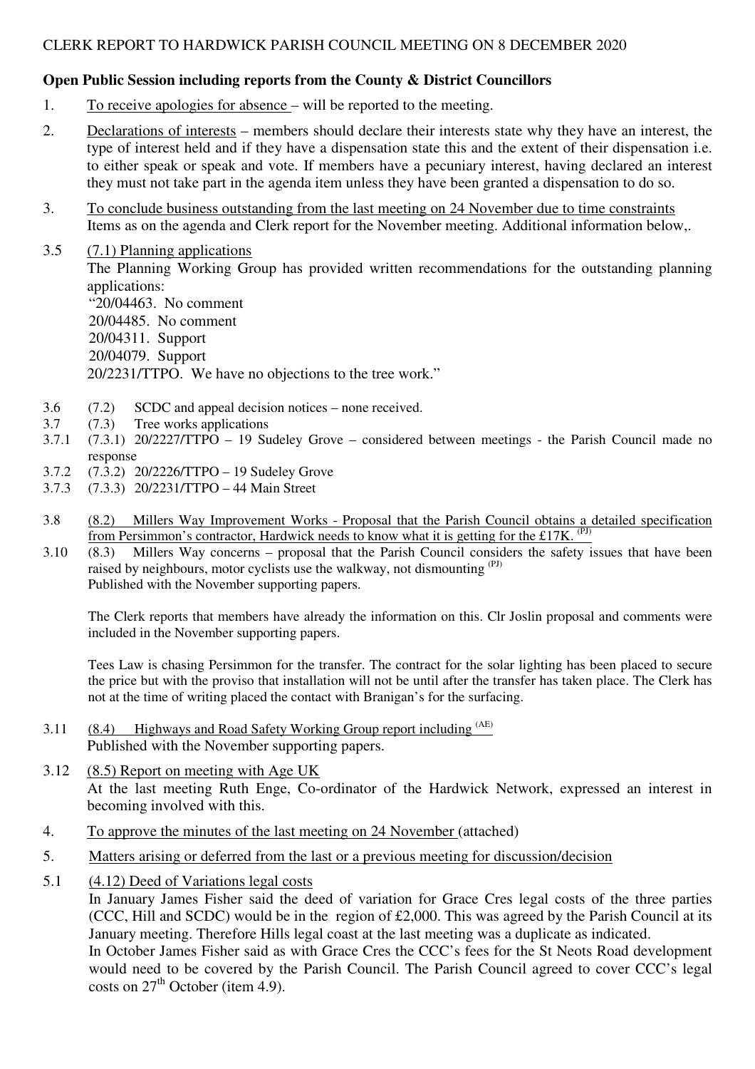CLERK REPORT TO HARDWICK PARISH COUNCIL MEETING ON 8 DECEMBER 2020

**Open Public Session including reports from the County & District Councillors**

1. To receive apologies for absence – will be reported to the meeting.

2. Declarations of interests – members should declare their interests state why they have an interest, the type of interest held and if they have a dispensation state this and the extent of their dispensation i.e. to either speak or speak and vote. If members have a pecuniary interest, having declared an interest they must not take part in the agenda item unless they have been granted a dispensation to do so.

3. To conclude business outstanding from the last meeting on 24 November due to time constraints
Items as on the agenda and Clerk report for the November meeting. Additional information below,.

3.5 (7.1) Planning applications
The Planning Working Group has provided written recommendations for the outstanding planning applications:
"20/04463. No comment
20/04485. No comment
20/04311. Support
20/04079. Support
20/2231/TTPO. We have no objections to the tree work."

3.6 (7.2) SCDC and appeal decision notices – none received.
3.7 (7.3) Tree works applications
3.7.1 (7.3.1) 20/2227/TTPO – 19 Sudeley Grove – considered between meetings - the Parish Council made no response
3.7.2 (7.3.2) 20/2226/TTPO – 19 Sudeley Grove
3.7.3 (7.3.3) 20/2231/TTPO – 44 Main Street

3.8 (8.2) Millers Way Improvement Works - Proposal that the Parish Council obtains a detailed specification from Persimmon's contractor, Hardwick needs to know what it is getting for the £17K. (PJ)
3.10 (8.3) Millers Way concerns – proposal that the Parish Council considers the safety issues that have been raised by neighbours, motor cyclists use the walkway, not dismounting (PJ)
Published with the November supporting papers.

The Clerk reports that members have already the information on this. Clr Joslin proposal and comments were included in the November supporting papers.

Tees Law is chasing Persimmon for the transfer. The contract for the solar lighting has been placed to secure the price but with the proviso that installation will not be until after the transfer has taken place. The Clerk has not at the time of writing placed the contact with Branigan's for the surfacing.

3.11 (8.4) Highways and Road Safety Working Group report including (AE)
Published with the November supporting papers.

3.12 (8.5) Report on meeting with Age UK
At the last meeting Ruth Enge, Co-ordinator of the Hardwick Network, expressed an interest in becoming involved with this.

4. To approve the minutes of the last meeting on 24 November (attached)

5. Matters arising or deferred from the last or a previous meeting for discussion/decision

5.1 (4.12) Deed of Variations legal costs
In January James Fisher said the deed of variation for Grace Cres legal costs of the three parties (CCC, Hill and SCDC) would be in the region of £2,000. This was agreed by the Parish Council at its January meeting. Therefore Hills legal coast at the last meeting was a duplicate as indicated.
In October James Fisher said as with Grace Cres the CCC's fees for the St Neots Road development would need to be covered by the Parish Council. The Parish Council agreed to cover CCC's legal costs on 27th October (item 4.9).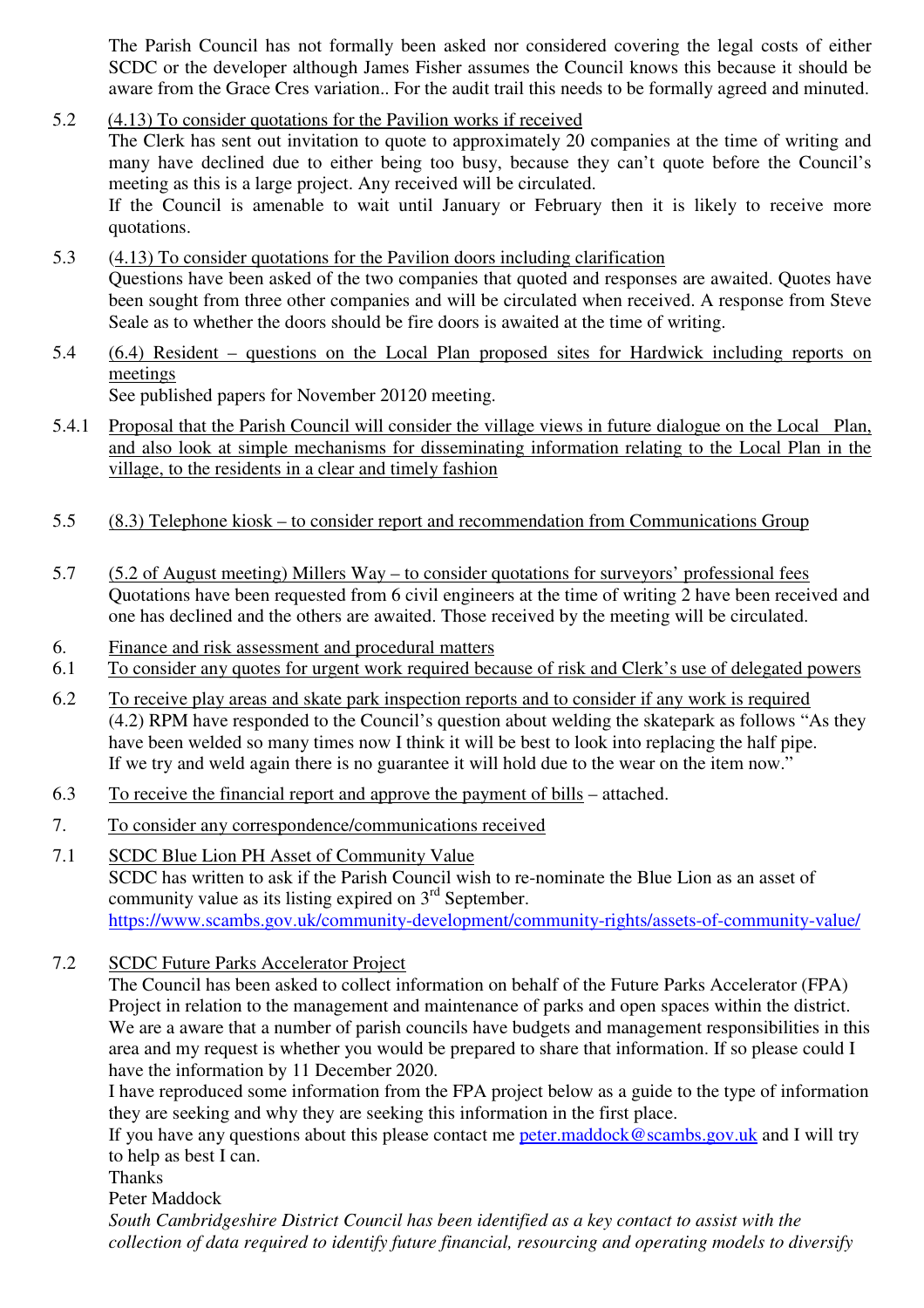The Parish Council has not formally been asked nor considered covering the legal costs of either SCDC or the developer although James Fisher assumes the Council knows this because it should be aware from the Grace Cres variation.. For the audit trail this needs to be formally agreed and minuted.

5.2 (4.13) To consider quotations for the Pavilion works if received

The Clerk has sent out invitation to quote to approximately 20 companies at the time of writing and many have declined due to either being too busy, because they can't quote before the Council's meeting as this is a large project. Any received will be circulated.

If the Council is amenable to wait until January or February then it is likely to receive more quotations.

5.3 (4.13) To consider quotations for the Pavilion doors including clarification

Questions have been asked of the two companies that quoted and responses are awaited. Quotes have been sought from three other companies and will be circulated when received. A response from Steve Seale as to whether the doors should be fire doors is awaited at the time of writing.

5.4 (6.4) Resident – questions on the Local Plan proposed sites for Hardwick including reports on meetings

See published papers for November 20120 meeting.

5.4.1 Proposal that the Parish Council will consider the village views in future dialogue on the Local Plan, and also look at simple mechanisms for disseminating information relating to the Local Plan in the village, to the residents in a clear and timely fashion

5.5 (8.3) Telephone kiosk – to consider report and recommendation from Communications Group

5.7 (5.2 of August meeting) Millers Way – to consider quotations for surveyors' professional fees

Quotations have been requested from 6 civil engineers at the time of writing 2 have been received and one has declined and the others are awaited. Those received by the meeting will be circulated.

6. Finance and risk assessment and procedural matters

6.1 To consider any quotes for urgent work required because of risk and Clerk's use of delegated powers

6.2 To receive play areas and skate park inspection reports and to consider if any work is required

(4.2) RPM have responded to the Council's question about welding the skatepark as follows "As they have been welded so many times now I think it will be best to look into replacing the half pipe. If we try and weld again there is no guarantee it will hold due to the wear on the item now."

6.3 To receive the financial report and approve the payment of bills – attached.

7. To consider any correspondence/communications received

7.1 SCDC Blue Lion PH Asset of Community Value

SCDC has written to ask if the Parish Council wish to re-nominate the Blue Lion as an asset of community value as its listing expired on 3rd September.

https://www.scambs.gov.uk/community-development/community-rights/assets-of-community-value/

7.2 SCDC Future Parks Accelerator Project

The Council has been asked to collect information on behalf of the Future Parks Accelerator (FPA) Project in relation to the management and maintenance of parks and open spaces within the district. We are a aware that a number of parish councils have budgets and management responsibilities in this area and my request is whether you would be prepared to share that information. If so please could I have the information by 11 December 2020.

I have reproduced some information from the FPA project below as a guide to the type of information they are seeking and why they are seeking this information in the first place.

If you have any questions about this please contact me peter.maddock@scambs.gov.uk and I will try to help as best I can.

Thanks

Peter Maddock

*South Cambridgeshire District Council has been identified as a key contact to assist with the collection of data required to identify future financial, resourcing and operating models to diversify*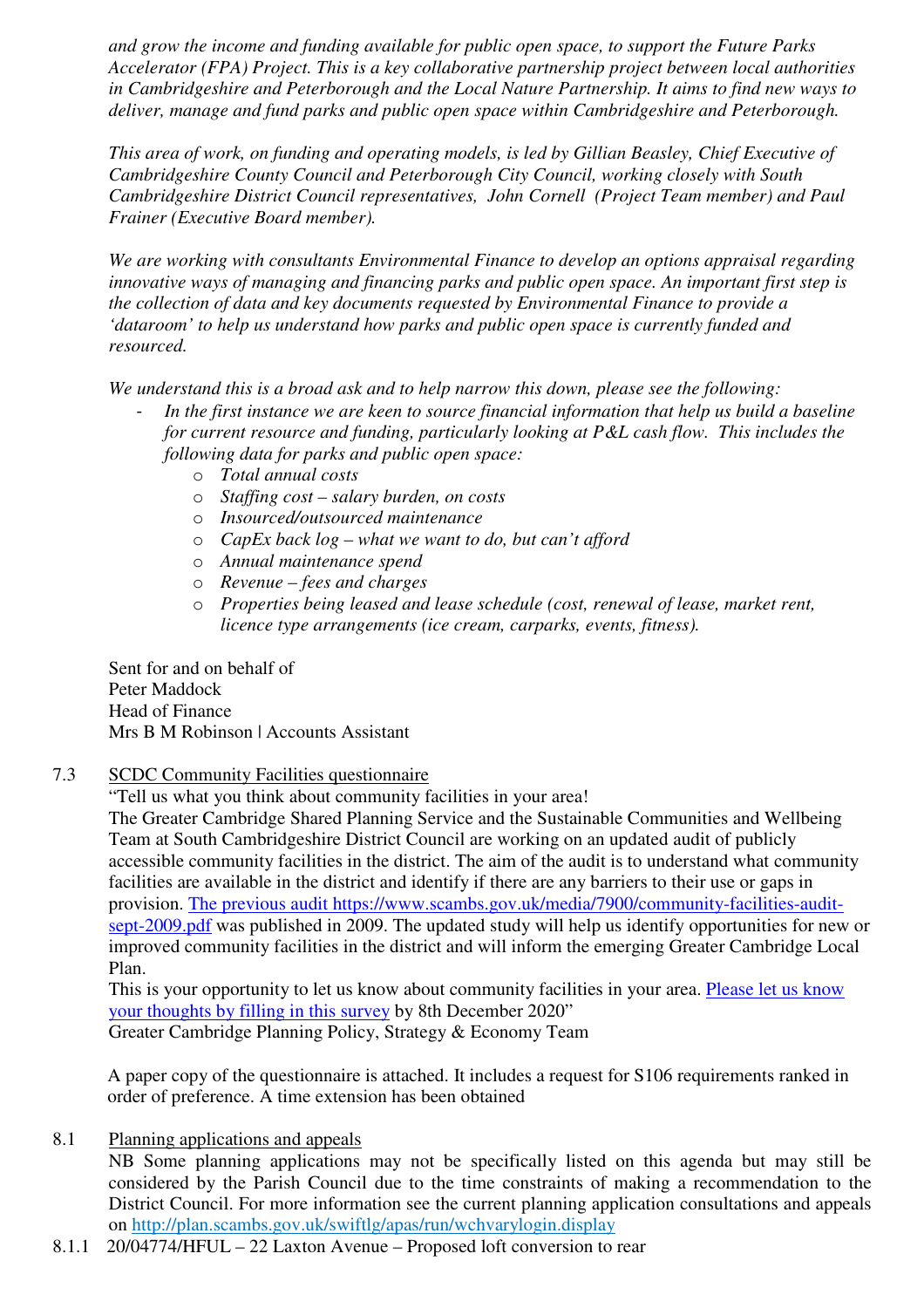*and grow the income and funding available for public open space, to support the Future Parks Accelerator (FPA) Project. This is a key collaborative partnership project between local authorities in Cambridgeshire and Peterborough and the Local Nature Partnership. It aims to find new ways to deliver, manage and fund parks and public open space within Cambridgeshire and Peterborough.*

*This area of work, on funding and operating models, is led by Gillian Beasley, Chief Executive of Cambridgeshire County Council and Peterborough City Council, working closely with South Cambridgeshire District Council representatives, John Cornell (Project Team member) and Paul Frainer (Executive Board member).*

*We are working with consultants Environmental Finance to develop an options appraisal regarding innovative ways of managing and financing parks and public open space. An important first step is the collection of data and key documents requested by Environmental Finance to provide a 'dataroom' to help us understand how parks and public open space is currently funded and resourced.*

*We understand this is a broad ask and to help narrow this down, please see the following:*

- *In the first instance we are keen to source financial information that help us build a baseline for current resource and funding, particularly looking at P&L cash flow. This includes the following data for parks and public open space:*
    - *Total annual costs*
    - *Staffing cost – salary burden, on costs*
    - *Insourced/outsourced maintenance*
    - *CapEx back log – what we want to do, but can't afford*
    - *Annual maintenance spend*
    - *Revenue – fees and charges*
    - *Properties being leased and lease schedule (cost, renewal of lease, market rent, licence type arrangements (ice cream, carparks, events, fitness).*

Sent for and on behalf of
Peter Maddock
Head of Finance
Mrs B M Robinson | Accounts Assistant

7.3 SCDC Community Facilities questionnaire

"Tell us what you think about community facilities in your area!
The Greater Cambridge Shared Planning Service and the Sustainable Communities and Wellbeing Team at South Cambridgeshire District Council are working on an updated audit of publicly accessible community facilities in the district. The aim of the audit is to understand what community facilities are available in the district and identify if there are any barriers to their use or gaps in provision. [The previous audit https://www.scambs.gov.uk/media/7900/community-facilities-audit-sept-2009.pdf](https://www.scambs.gov.uk/media/7900/community-facilities-audit-sept-2009.pdf) was published in 2009. The updated study will help us identify opportunities for new or improved community facilities in the district and will inform the emerging Greater Cambridge Local Plan.
This is your opportunity to let us know about community facilities in your area. Please let us know your thoughts by filling in this survey by 8th December 2020"
Greater Cambridge Planning Policy, Strategy & Economy Team

A paper copy of the questionnaire is attached. It includes a request for S106 requirements ranked in order of preference. A time extension has been obtained

8.1 Planning applications and appeals

NB Some planning applications may not be specifically listed on this agenda but may still be considered by the Parish Council due to the time constraints of making a recommendation to the District Council. For more information see the current planning application consultations and appeals on [http://plan.scambs.gov.uk/swiftlg/apas/run/wchvarylogin.display](http://plan.scambs.gov.uk/swiftlg/apas/run/wchvarylogin.display)

8.1.1 20/04774/HFUL – 22 Laxton Avenue – Proposed loft conversion to rear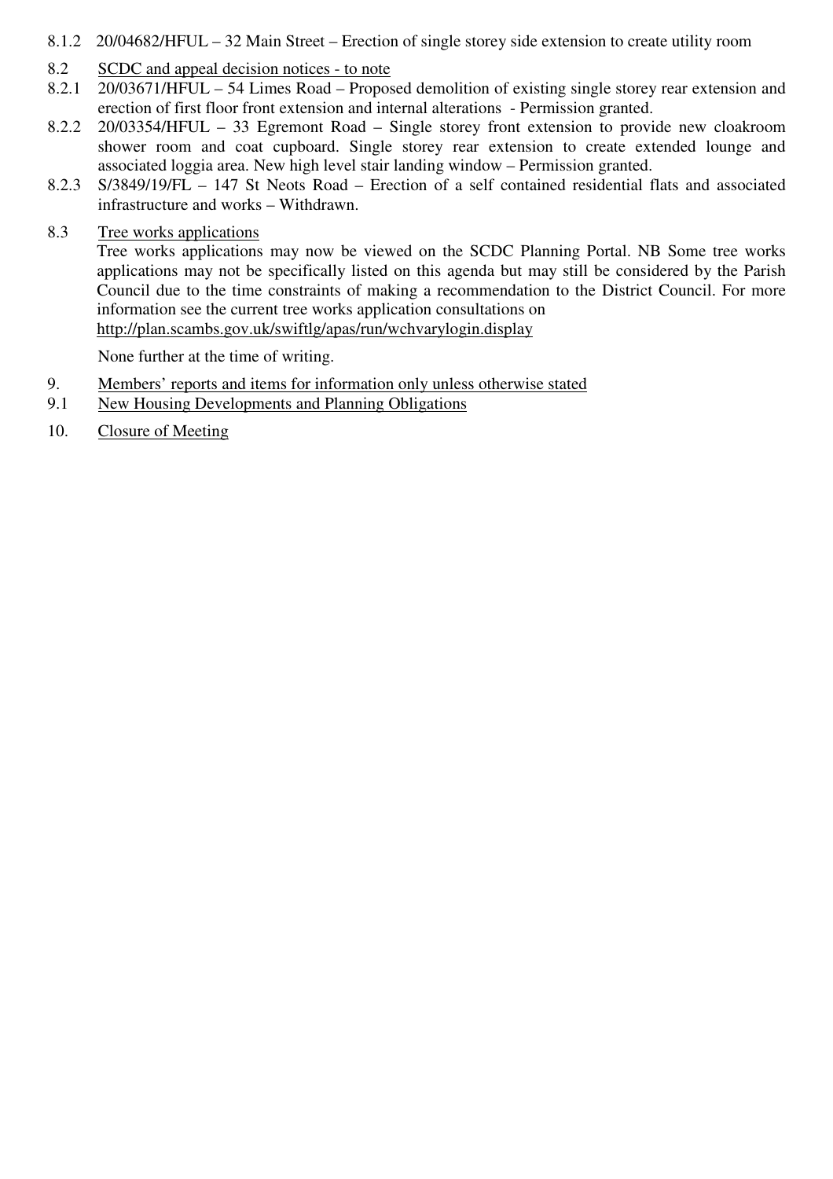8.1.2 20/04682/HFUL – 32 Main Street – Erection of single storey side extension to create utility room

8.2 SCDC and appeal decision notices - to note

8.2.1 20/03671/HFUL – 54 Limes Road – Proposed demolition of existing single storey rear extension and erection of first floor front extension and internal alterations - Permission granted.

8.2.2 20/03354/HFUL – 33 Egremont Road – Single storey front extension to provide new cloakroom shower room and coat cupboard. Single storey rear extension to create extended lounge and associated loggia area. New high level stair landing window – Permission granted.

8.2.3 S/3849/19/FL – 147 St Neots Road – Erection of a self contained residential flats and associated infrastructure and works – Withdrawn.

8.3 Tree works applications

Tree works applications may now be viewed on the SCDC Planning Portal. NB Some tree works applications may not be specifically listed on this agenda but may still be considered by the Parish Council due to the time constraints of making a recommendation to the District Council. For more information see the current tree works application consultations on http://plan.scambs.gov.uk/swiftlg/apas/run/wchvarylogin.display

None further at the time of writing.

9. Members' reports and items for information only unless otherwise stated

9.1 New Housing Developments and Planning Obligations

10. Closure of Meeting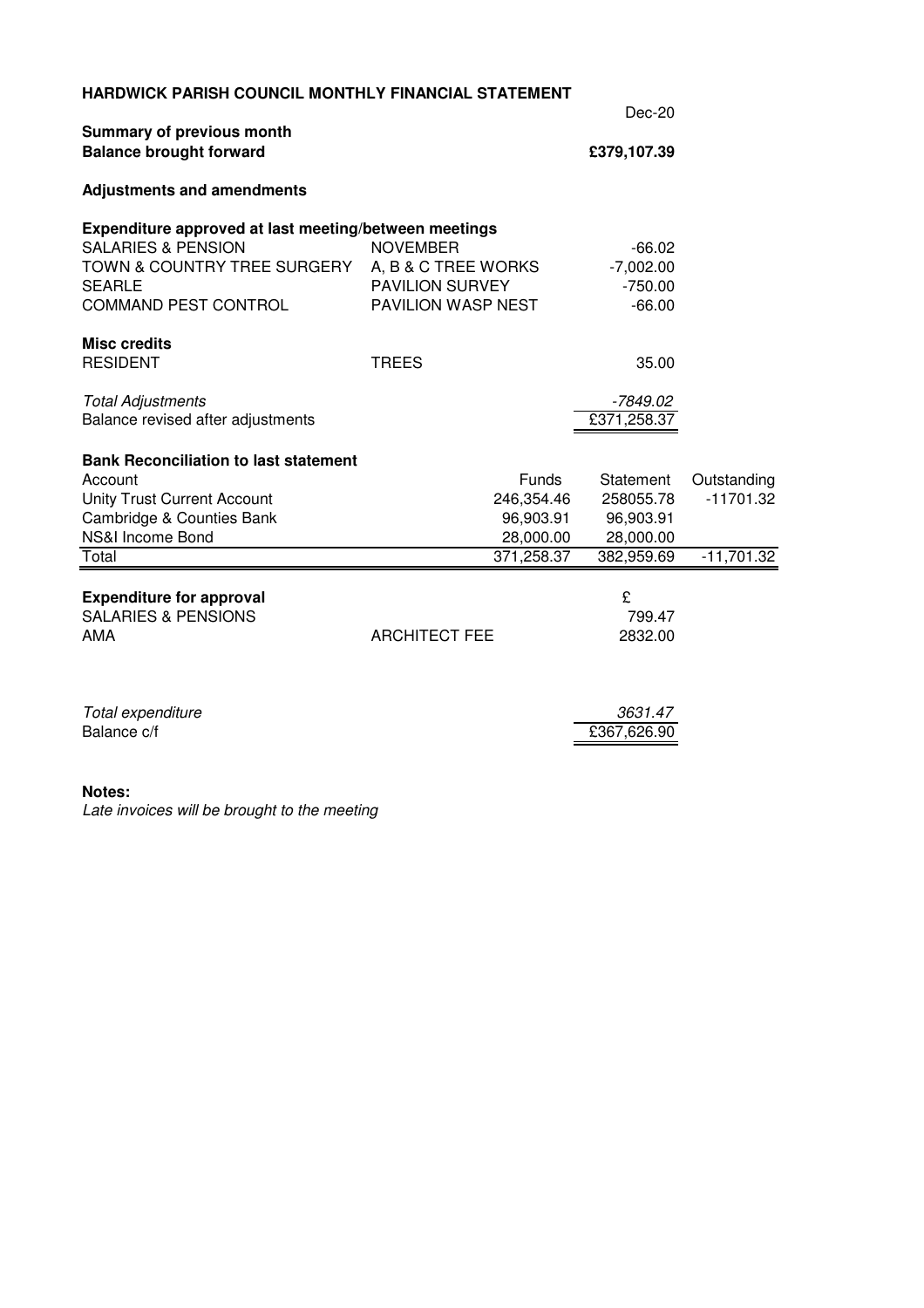**HARDWICK PARISH COUNCIL MONTHLY FINANCIAL STATEMENT**

Dec-20

**Summary of previous month**

| | | | |
|---|---|---|---|
| **Balance brought forward** | | **£379,107.39** | |
| **Adjustments and amendments** | | | |
| **Expenditure approved at last meeting/between meetings** | | | |
| SALARIES & PENSION | NOVEMBER | -66.02 | |
| TOWN & COUNTRY TREE SURGERY | A, B & C TREE WORKS | -7,002.00 | |
| SEARLE | PAVILION SURVEY | -750.00 | |
| COMMAND PEST CONTROL | PAVILION WASP NEST | -66.00 | |
| **Misc credits** | | | |
| RESIDENT | TREES | 35.00 | |
| *Total Adjustments* | | *-7849.02* | |
| Balance revised after adjustments | | £371,258.37 | |

**Bank Reconciliation to last statement**

| Account | Funds | Statement | Outstanding |
|---|---|---|---|
| Unity Trust Current Account | 246,354.46 | 258055.78 | -11701.32 |
| Cambridge & Counties Bank | 96,903.91 | 96,903.91 | |
| NS&I Income Bond | 28,000.00 | 28,000.00 | |
| Total | 371,258.37 | 382,959.69 | -11,701.32 |

| **Expenditure for approval** | | £ |
|---|---|---|
| SALARIES & PENSIONS | | 799.47 |
| AMA | ARCHITECT FEE | 2832.00 |
| *Total expenditure* | | *3631.47* |
| Balance c/f | | £367,626.90 |

**Notes:**

*Late invoices will be brought to the meeting*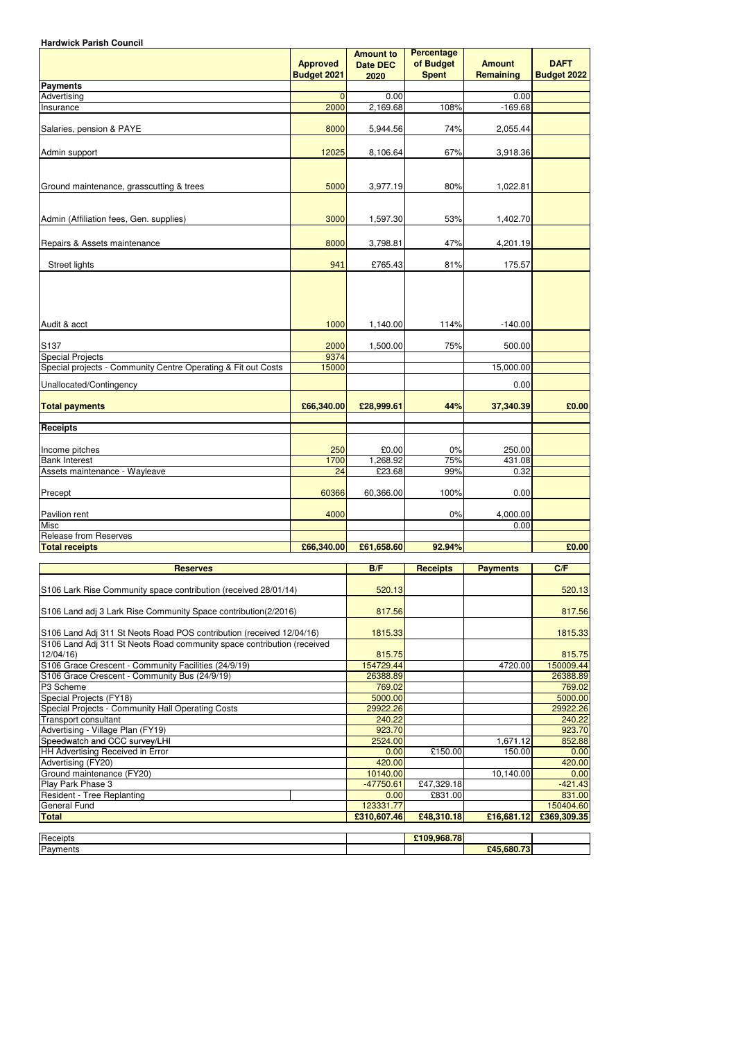**Hardwick Parish Council**

| | Approved Budget 2021 | Amount to Date DEC 2020 | Percentage of Budget Spent | Amount Remaining | DAFT Budget 2022 |
|---|---|---|---|---|---|
| **Payments** | | | | | |
| Advertising | 0 | 0.00 | | 0.00 | |
| Insurance | 2000 | 2,169.68 | 108% | -169.68 | |
| Salaries, pension & PAYE | 8000 | 5,944.56 | 74% | 2,055.44 | |
| Admin support | 12025 | 8,106.64 | 67% | 3,918.36 | |
| Ground maintenance, grasscutting & trees | 5000 | 3,977.19 | 80% | 1,022.81 | |
| Admin (Affiliation fees, Gen. supplies) | 3000 | 1,597.30 | 53% | 1,402.70 | |
| Repairs & Assets maintenance | 8000 | 3,798.81 | 47% | 4,201.19 | |
| Street lights | 941 | £765.43 | 81% | 175.57 | |
| Audit & acct | 1000 | 1,140.00 | 114% | -140.00 | |
| S137 | 2000 | 1,500.00 | 75% | 500.00 | |
| Special Projects | 9374 | | | | |
| Special projects - Community Centre Operating & Fit out Costs | 15000 | | | 15,000.00 | |
| Unallocated/Contingency | | | | 0.00 | |
| **Total payments** | **£66,340.00** | **£28,999.61** | **44%** | **37,340.39** | **£0.00** |
| **Receipts** | | | | | |
| Income pitches | 250 | £0.00 | 0% | 250.00 | |
| Bank Interest | 1700 | 1,268.92 | 75% | 431.08 | |
| Assets maintenance - Wayleave | 24 | £23.68 | 99% | 0.32 | |
| Precept | 60366 | 60,366.00 | 100% | 0.00 | |
| Pavilion rent | 4000 | | 0% | 4,000.00 | |
| Misc | | | | 0.00 | |
| Release from Reserves | | | | | |
| **Total receipts** | **£66,340.00** | **£61,658.60** | **92.94%** | | **£0.00** |

| Reserves | B/F | Receipts | Payments | C/F |
|---|---|---|---|---|
| S106 Lark Rise Community space contribution (received 28/01/14) | 520.13 | | | 520.13 |
| S106 Land adj 3 Lark Rise Community Space contribution(2/2016) | 817.56 | | | 817.56 |
| S106 Land Adj 311 St Neots Road POS contribution (received 12/04/16) | 1815.33 | | | 1815.33 |
| S106 Land Adj 311 St Neots Road community space contribution (received 12/04/16) | 815.75 | | | 815.75 |
| S106 Grace Crescent - Community Facilities (24/9/19) | 154729.44 | | 4720.00 | 150009.44 |
| S106 Grace Crescent - Community Bus (24/9/19) | 26388.89 | | | 26388.89 |
| P3 Scheme | 769.02 | | | 769.02 |
| Special Projects (FY18) | 5000.00 | | | 5000.00 |
| Special Projects - Community Hall Operating Costs | 29922.26 | | | 29922.26 |
| Transport consultant | 240.22 | | | 240.22 |
| Advertising - Village Plan (FY19) | 923.70 | | | 923.70 |
| Speedwatch and CCC survey/LHI | 2524.00 | | 1,671.12 | 852.88 |
| HH Advertising Received in Error | 0.00 | £150.00 | 150.00 | 0.00 |
| Advertising (FY20) | 420.00 | | | 420.00 |
| Ground maintenance (FY20) | 10140.00 | | 10,140.00 | 0.00 |
| Play Park Phase 3 | -47750.61 | £47,329.18 | | -421.43 |
| Resident - Tree Replanting | 0.00 | £831.00 | | 831.00 |
| General Fund | 123331.77 | | | 150404.60 |
| **Total** | **£310,607.46** | **£48,310.18** | **£16,681.12** | **£369,309.35** |
| Receipts | | **£109,968.78** | | |
| Payments | | | **£45,680.73** | |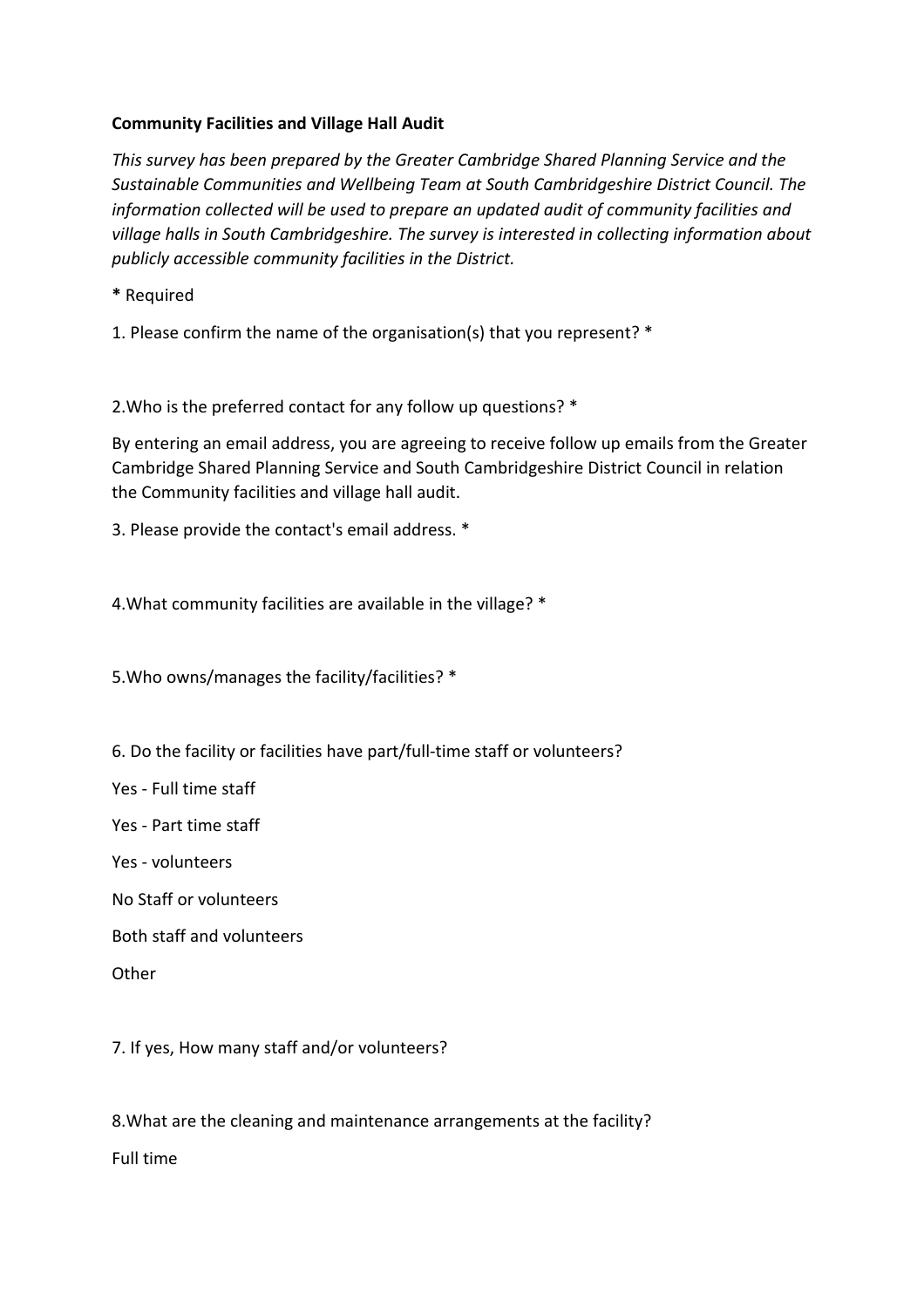**Community Facilities and Village Hall Audit**

*This survey has been prepared by the Greater Cambridge Shared Planning Service and the Sustainable Communities and Wellbeing Team at South Cambridgeshire District Council. The information collected will be used to prepare an updated audit of community facilities and village halls in South Cambridgeshire. The survey is interested in collecting information about publicly accessible community facilities in the District.*

**\*** Required

1. Please confirm the name of the organisation(s) that you represent? *

2.Who is the preferred contact for any follow up questions? *

By entering an email address, you are agreeing to receive follow up emails from the Greater Cambridge Shared Planning Service and South Cambridgeshire District Council in relation the Community facilities and village hall audit.

3. Please provide the contact's email address. *

4.What community facilities are available in the village? *

5.Who owns/manages the facility/facilities? *

6. Do the facility or facilities have part/full-time staff or volunteers?

Yes - Full time staff

Yes - Part time staff

Yes - volunteers

No Staff or volunteers

Both staff and volunteers

Other

7. If yes, How many staff and/or volunteers?

8.What are the cleaning and maintenance arrangements at the facility?

Full time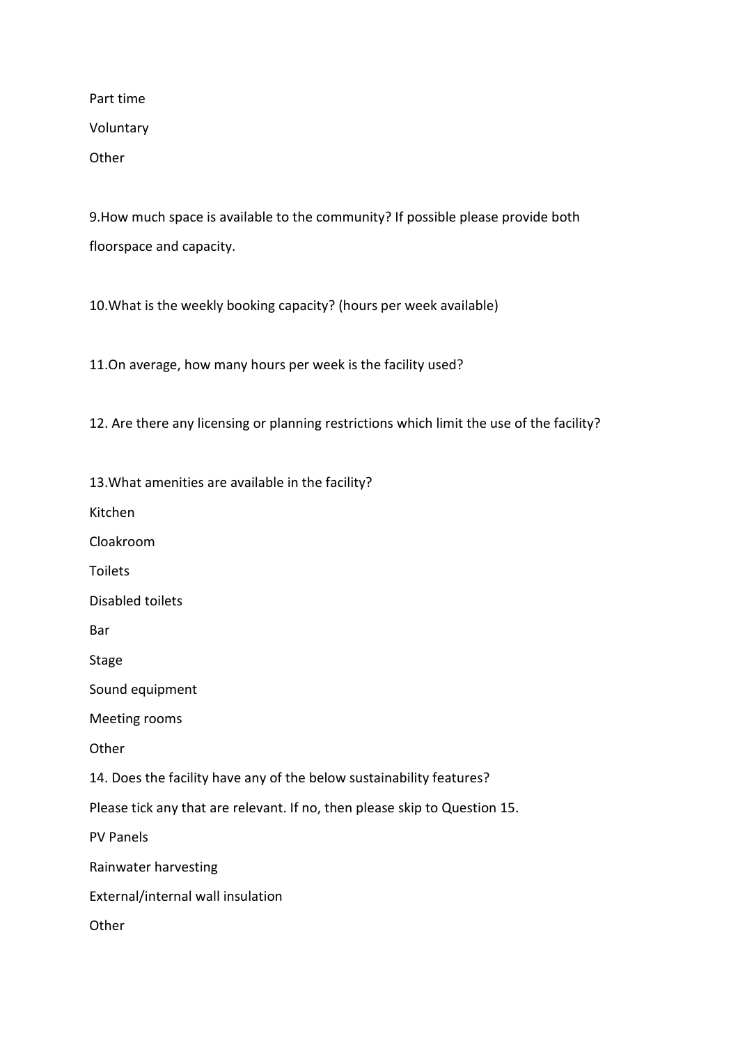Part time

Voluntary

Other

9.How much space is available to the community? If possible please provide both floorspace and capacity.

10.What is the weekly booking capacity? (hours per week available)

11.On average, how many hours per week is the facility used?

12. Are there any licensing or planning restrictions which limit the use of the facility?

13.What amenities are available in the facility?

Kitchen

Cloakroom

Toilets

Disabled toilets

Bar

Stage

Sound equipment

Meeting rooms

Other

14. Does the facility have any of the below sustainability features?

Please tick any that are relevant. If no, then please skip to Question 15.

PV Panels

Rainwater harvesting

External/internal wall insulation

Other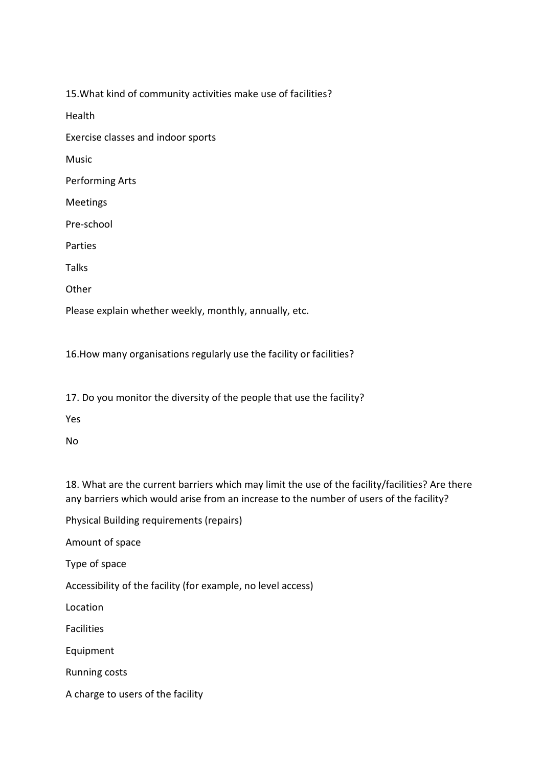15.What kind of community activities make use of facilities?

Health

Exercise classes and indoor sports

Music

Performing Arts

Meetings

Pre-school

Parties

Talks

Other

Please explain whether weekly, monthly, annually, etc.

16.How many organisations regularly use the facility or facilities?

17. Do you monitor the diversity of the people that use the facility?

Yes

No

18. What are the current barriers which may limit the use of the facility/facilities? Are there any barriers which would arise from an increase to the number of users of the facility?

Physical Building requirements (repairs)

Amount of space

Type of space

Accessibility of the facility (for example, no level access)

Location

Facilities

Equipment

Running costs

A charge to users of the facility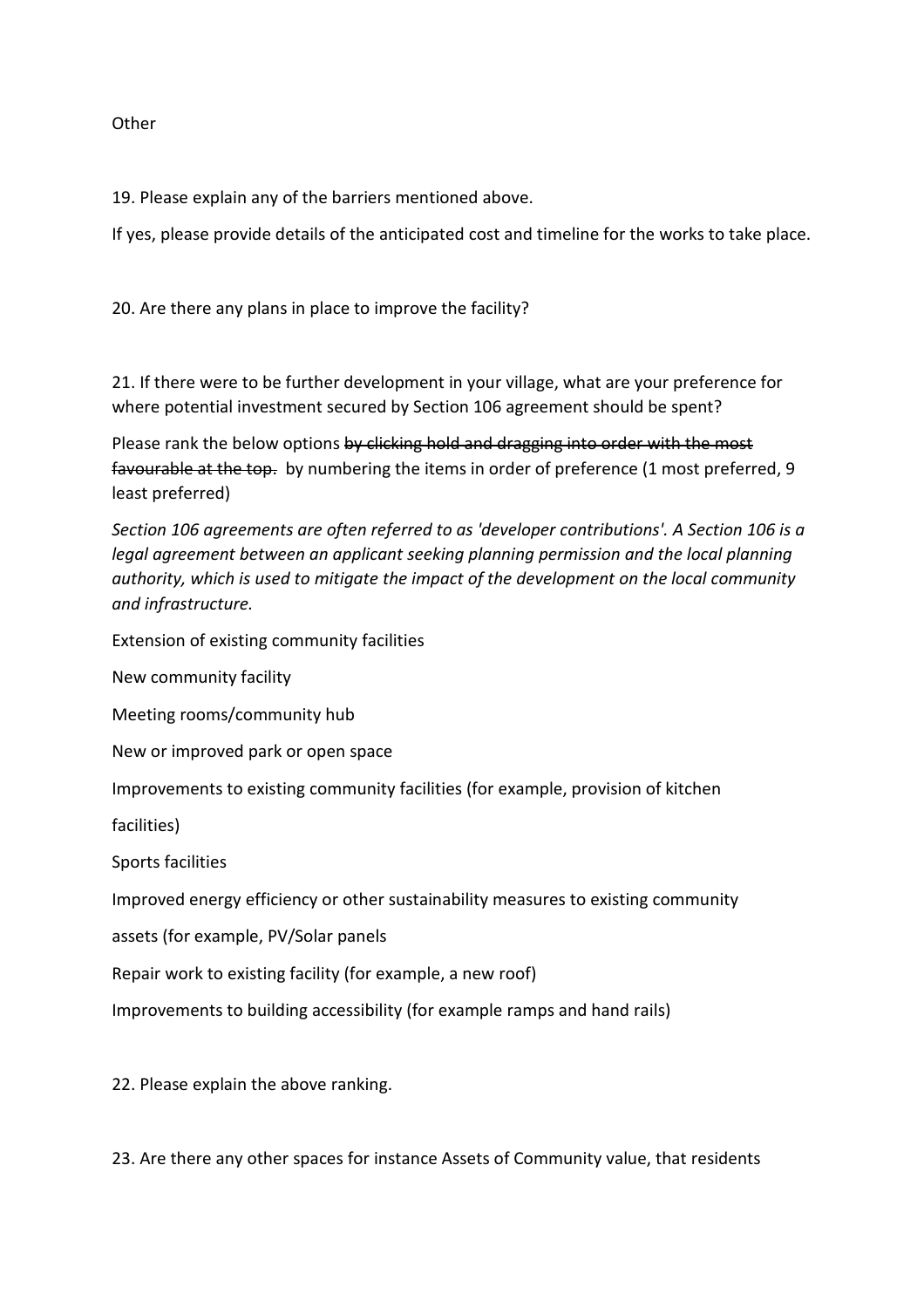Other

19. Please explain any of the barriers mentioned above.

If yes, please provide details of the anticipated cost and timeline for the works to take place.

20. Are there any plans in place to improve the facility?

21. If there were to be further development in your village, what are your preference for where potential investment secured by Section 106 agreement should be spent?

Please rank the below options ~~by clicking hold and dragging into order with the most favourable at the top.~~ by numbering the items in order of preference (1 most preferred, 9 least preferred)

*Section 106 agreements are often referred to as 'developer contributions'. A Section 106 is a legal agreement between an applicant seeking planning permission and the local planning authority, which is used to mitigate the impact of the development on the local community and infrastructure.*

Extension of existing community facilities

New community facility

Meeting rooms/community hub

New or improved park or open space

Improvements to existing community facilities (for example, provision of kitchen facilities)

Sports facilities

Improved energy efficiency or other sustainability measures to existing community assets (for example, PV/Solar panels

Repair work to existing facility (for example, a new roof)

Improvements to building accessibility (for example ramps and hand rails)

22. Please explain the above ranking.

23. Are there any other spaces for instance Assets of Community value, that residents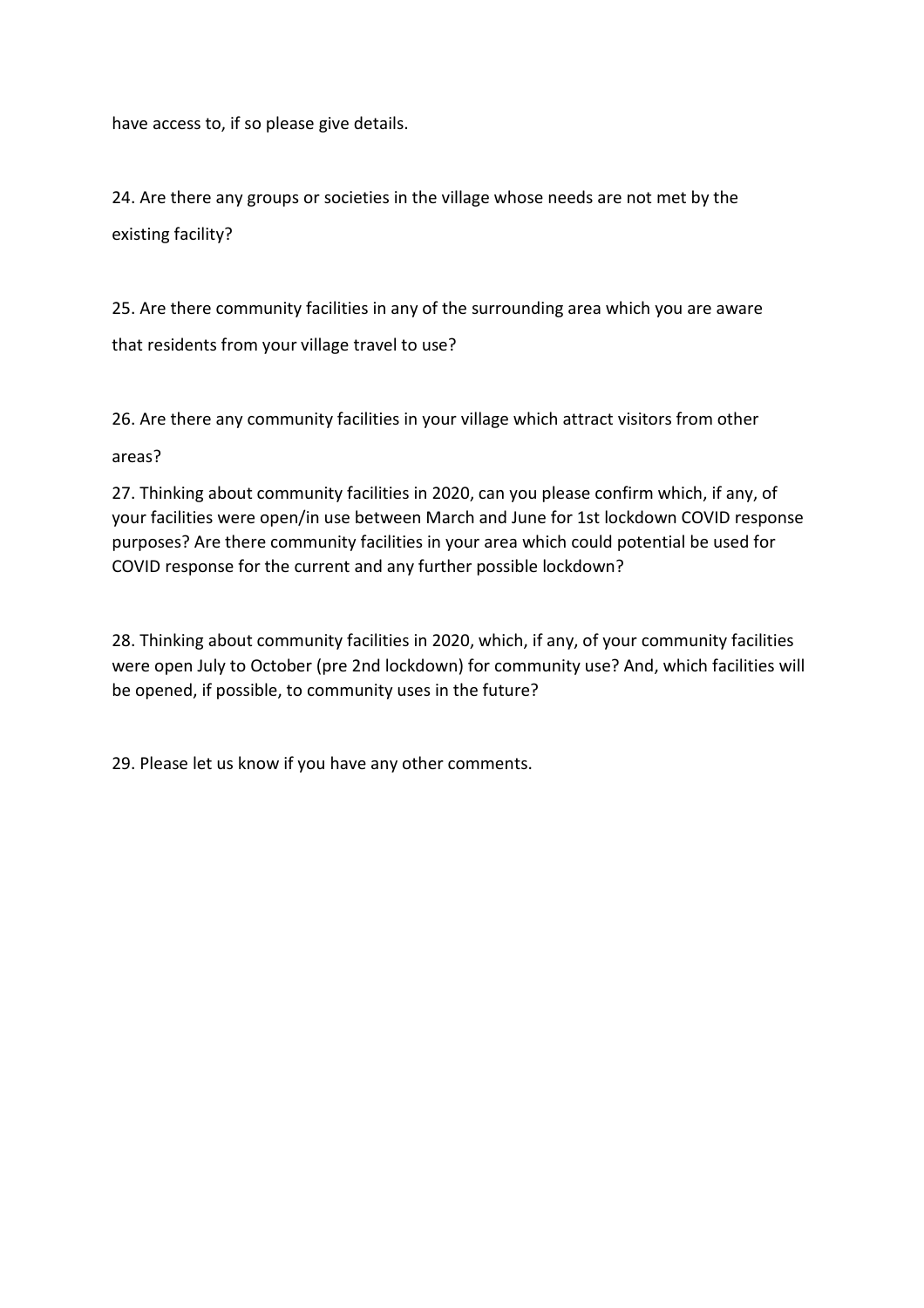have access to, if so please give details.

24. Are there any groups or societies in the village whose needs are not met by the existing facility?

25. Are there community facilities in any of the surrounding area which you are aware that residents from your village travel to use?

26. Are there any community facilities in your village which attract visitors from other areas?

27. Thinking about community facilities in 2020, can you please confirm which, if any, of your facilities were open/in use between March and June for 1st lockdown COVID response purposes? Are there community facilities in your area which could potential be used for COVID response for the current and any further possible lockdown?

28. Thinking about community facilities in 2020, which, if any, of your community facilities were open July to October (pre 2nd lockdown) for community use? And, which facilities will be opened, if possible, to community uses in the future?

29. Please let us know if you have any other comments.